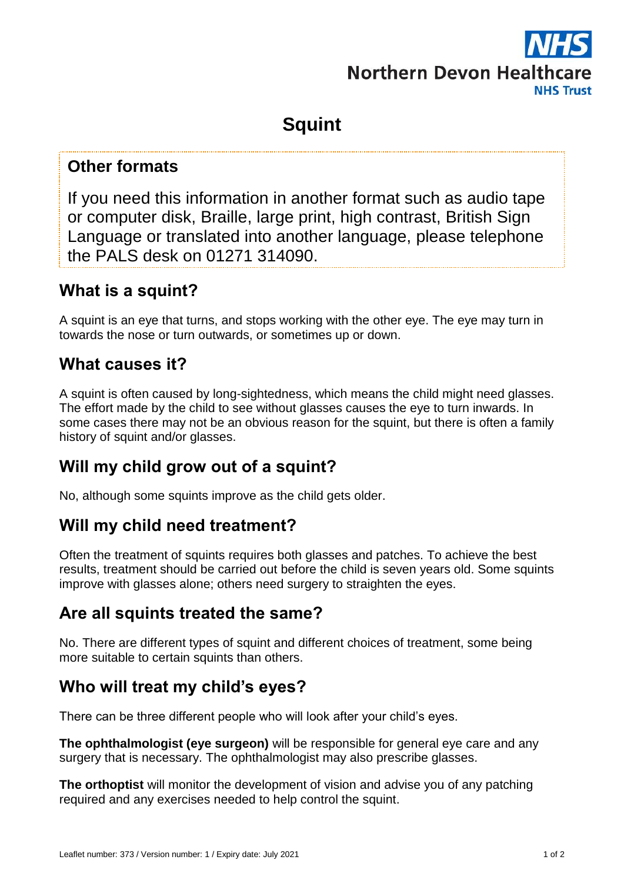# Squint

## Other formats

If you need this information in another format such as audio tape or computer disk, Braille, large print, high contrast, British Sign Language or translated into another language, please telephone the PALS desk on 01271 314090.

## What is a squint?

A squint is an eye that turns, and stops working with the other eye. The eye may turn in towards the nose or turn outwards, or sometimes up or down.

## What causes it?

A squint is often caused by long-sightedness, which means the child might need glasses. The effort made by the child to see without glasses causes the eye to turn inwards. In some cases there may not be an obvious reason for the squint, but there is often a family history of squint and/or glasses.

## Will my child grow out of a squint?

No, although some squints improve as the child gets older.

## Will my child need treatment?

Often the treatment of squints requires both glasses and patches. To achieve the best results, treatment should be carried out before the child is seven years old. Some squints improve with glasses alone; others need surgery to straighten the eyes.

## Are all squints treated the same?

No. There are different types of squint and different choices of treatment, some being more suitable to certain squints than others.

## Who will treat my child's eyes?

There can be three different people who will look after your child's eyes.

**The ophthalmologist (eye surgeon)** will be responsible for general eye care and any surgery that is necessary. The ophthalmologist may also prescribe glasses.

**The orthoptist** will monitor the development of vision and advise you of any patching required and any exercises needed to help control the squint.

Leaflet number: 373 / Version number: 1 / Expiry date: July 2021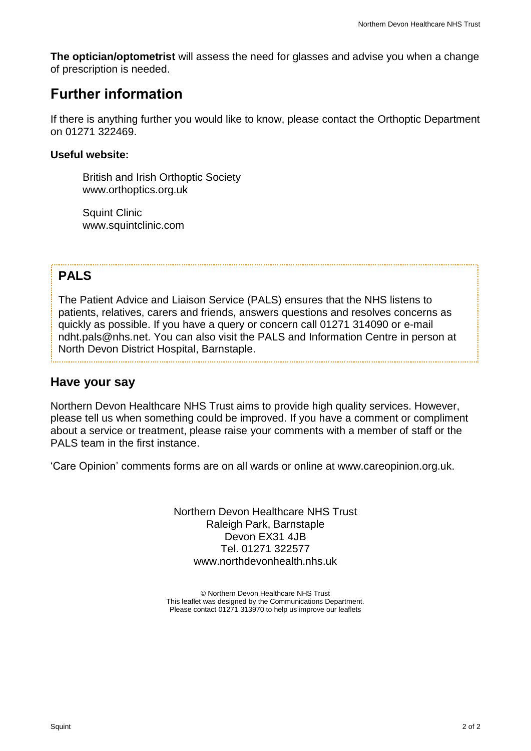**The optician/optometrist** will assess the need for glasses and advise you when a change of prescription is needed.

## Further information

If there is anything further you would like to know, please contact the Orthoptic Department on 01271 322469.

**Useful website:**

British and Irish Orthoptic Society
www.orthoptics.org.uk

Squint Clinic
www.squintclinic.com

## PALS

The Patient Advice and Liaison Service (PALS) ensures that the NHS listens to patients, relatives, carers and friends, answers questions and resolves concerns as quickly as possible. If you have a query or concern call 01271 314090 or e-mail ndht.pals@nhs.net. You can also visit the PALS and Information Centre in person at North Devon District Hospital, Barnstaple.

### Have your say

Northern Devon Healthcare NHS Trust aims to provide high quality services. However, please tell us when something could be improved. If you have a comment or compliment about a service or treatment, please raise your comments with a member of staff or the PALS team in the first instance.

'Care Opinion' comments forms are on all wards or online at www.careopinion.org.uk.

Northern Devon Healthcare NHS Trust
Raleigh Park, Barnstaple
Devon EX31 4JB
Tel. 01271 322577
www.northdevonhealth.nhs.uk

© Northern Devon Healthcare NHS Trust
This leaflet was designed by the Communications Department.
Please contact 01271 313970 to help us improve our leaflets